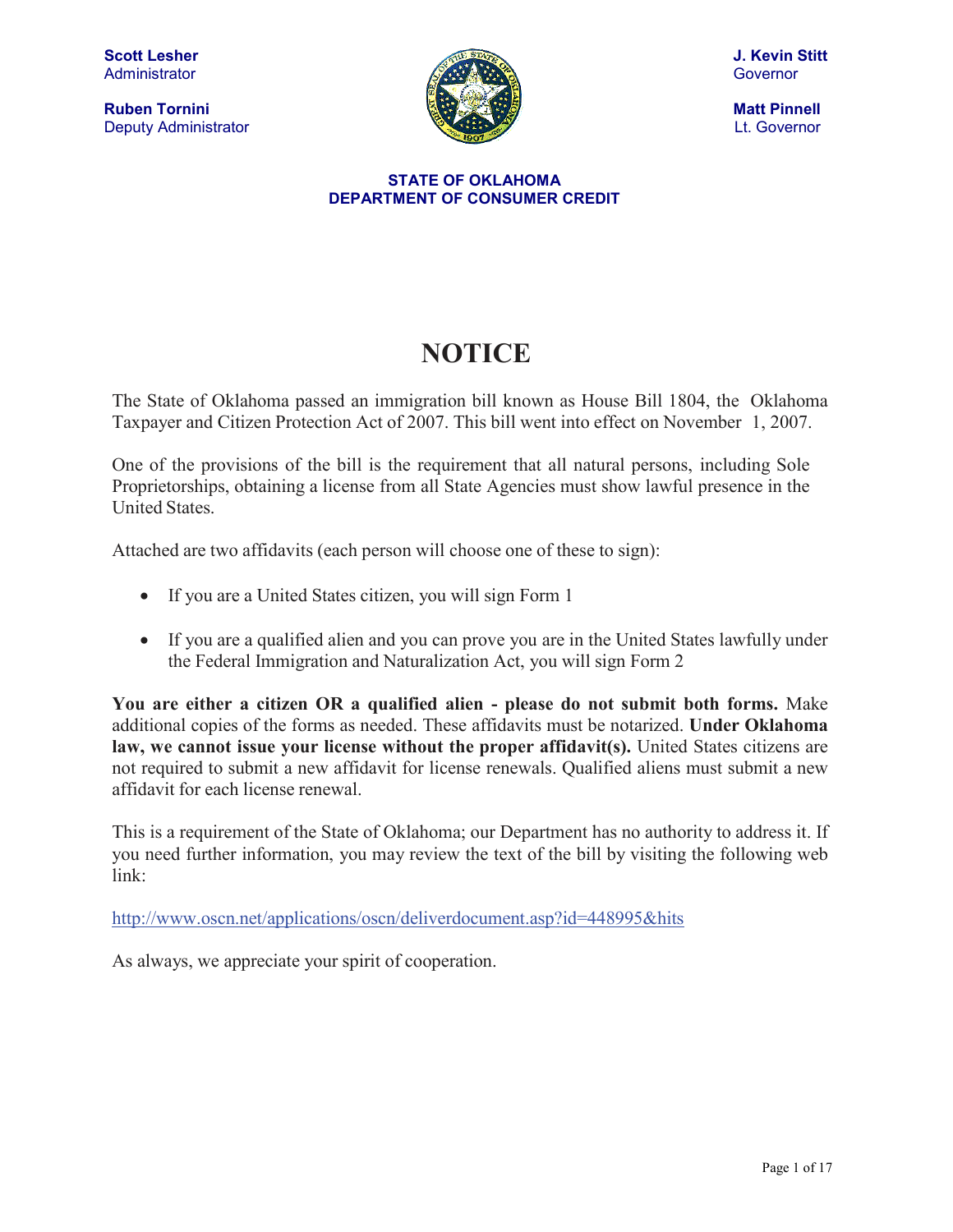**Scott Lesher**
Administrator

**Ruben Tornini**
Deputy Administrator

**J. Kevin Stitt**
Governor

**Matt Pinnell**
Lt. Governor

**STATE OF OKLAHOMA**
**DEPARTMENT OF CONSUMER CREDIT**

# NOTICE

The State of Oklahoma passed an immigration bill known as House Bill 1804, the Oklahoma Taxpayer and Citizen Protection Act of 2007. This bill went into effect on November 1, 2007.

One of the provisions of the bill is the requirement that all natural persons, including Sole Proprietorships, obtaining a license from all State Agencies must show lawful presence in the United States.

Attached are two affidavits (each person will choose one of these to sign):

- If you are a United States citizen, you will sign Form 1
- If you are a qualified alien and you can prove you are in the United States lawfully under the Federal Immigration and Naturalization Act, you will sign Form 2

**You are either a citizen OR a qualified alien - please do not submit both forms.** Make additional copies of the forms as needed. These affidavits must be notarized. **Under Oklahoma law, we cannot issue your license without the proper affidavit(s).** United States citizens are not required to submit a new affidavit for license renewals. Qualified aliens must submit a new affidavit for each license renewal.

This is a requirement of the State of Oklahoma; our Department has no authority to address it. If you need further information, you may review the text of the bill by visiting the following web link:

http://www.oscn.net/applications/oscn/deliverdocument.asp?id=448995&hits

As always, we appreciate your spirit of cooperation.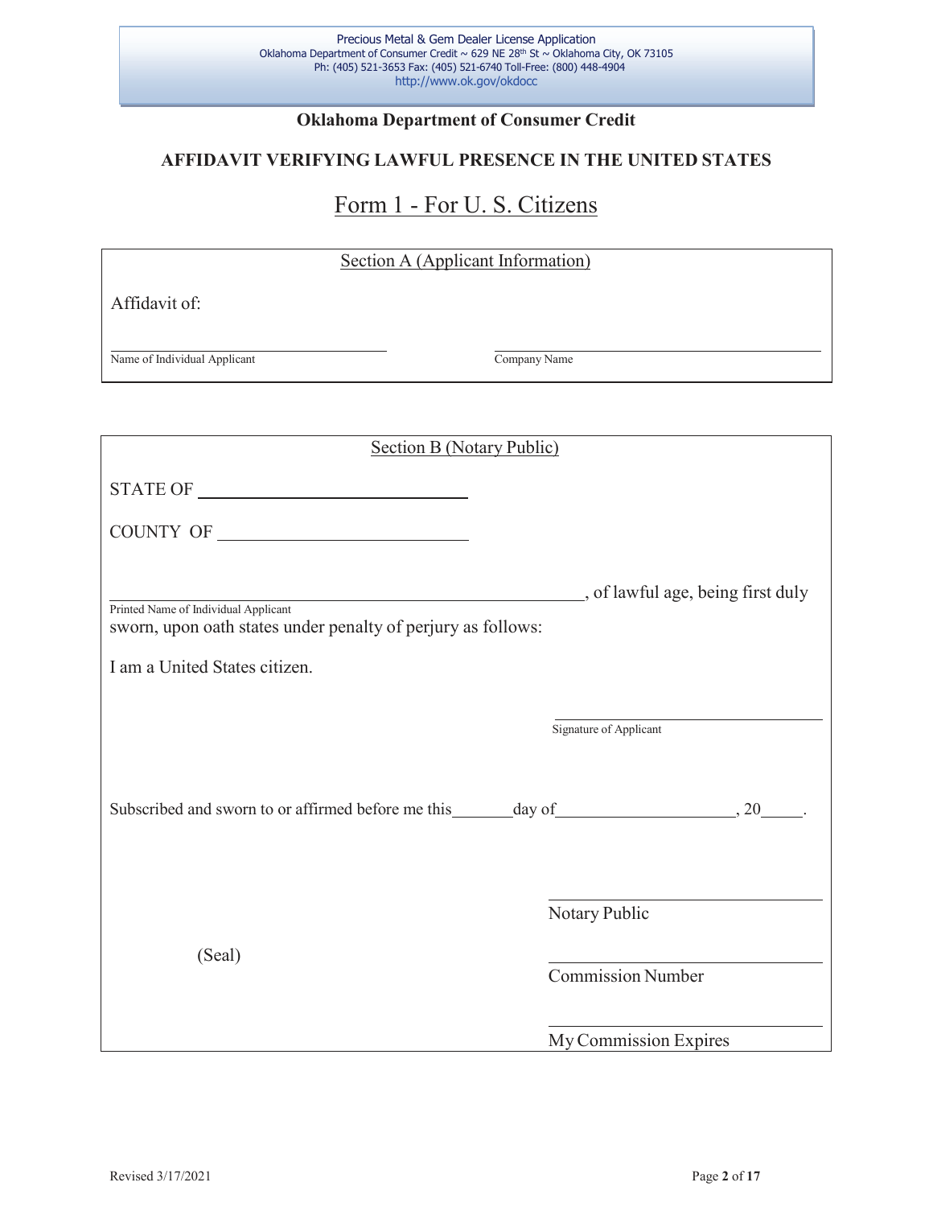Precious Metal & Gem Dealer License Application
Oklahoma Department of Consumer Credit ~ 629 NE 28th St ~ Oklahoma City, OK 73105
Ph: (405) 521-3653 Fax: (405) 521-6740 Toll-Free: (800) 448-4904
http://www.ok.gov/okdocc

**Oklahoma Department of Consumer Credit**

## AFFIDAVIT VERIFYING LAWFUL PRESENCE IN THE UNITED STATES

## Form 1 - For U. S. Citizens

### Section A (Applicant Information)

Affidavit of:

\_\_\_\_\_\_\_\_\_\_\_\_\_\_\_\_\_\_\_\_\_\_\_\_\_\_\_\_\_\_ &nbsp;&nbsp;&nbsp;&nbsp; \_\_\_\_\_\_\_\_\_\_\_\_\_\_\_\_\_\_\_\_\_\_\_\_\_\_\_\_\_\_
Name of Individual Applicant &nbsp;&nbsp;&nbsp;&nbsp; Company Name

### Section B (Notary Public)

STATE OF \_\_\_\_\_\_\_\_\_\_\_\_\_\_\_\_\_\_\_\_\_\_\_\_\_\_

COUNTY OF \_\_\_\_\_\_\_\_\_\_\_\_\_\_\_\_\_\_\_\_\_\_\_\_\_\_

\_\_\_\_\_\_\_\_\_\_\_\_\_\_\_\_\_\_\_\_\_\_\_\_\_\_\_\_\_\_\_\_\_\_\_\_\_\_\_\_, of lawful age, being first duly
Printed Name of Individual Applicant
sworn, upon oath states under penalty of perjury as follows:

I am a United States citizen.

\_\_\_\_\_\_\_\_\_\_\_\_\_\_\_\_\_\_\_\_\_\_\_\_\_\_\_\_\_\_
Signature of Applicant

Subscribed and sworn to or affirmed before me this\_\_\_\_\_\_day of\_\_\_\_\_\_\_\_\_\_\_\_\_\_\_\_\_\_, 20\_\_\_\_.

\_\_\_\_\_\_\_\_\_\_\_\_\_\_\_\_\_\_\_\_\_\_\_\_\_\_\_\_\_\_
Notary Public

(Seal)

\_\_\_\_\_\_\_\_\_\_\_\_\_\_\_\_\_\_\_\_\_\_\_\_\_\_\_\_\_\_
Commission Number

\_\_\_\_\_\_\_\_\_\_\_\_\_\_\_\_\_\_\_\_\_\_\_\_\_\_\_\_\_\_
My Commission Expires

Revised 3/17/2021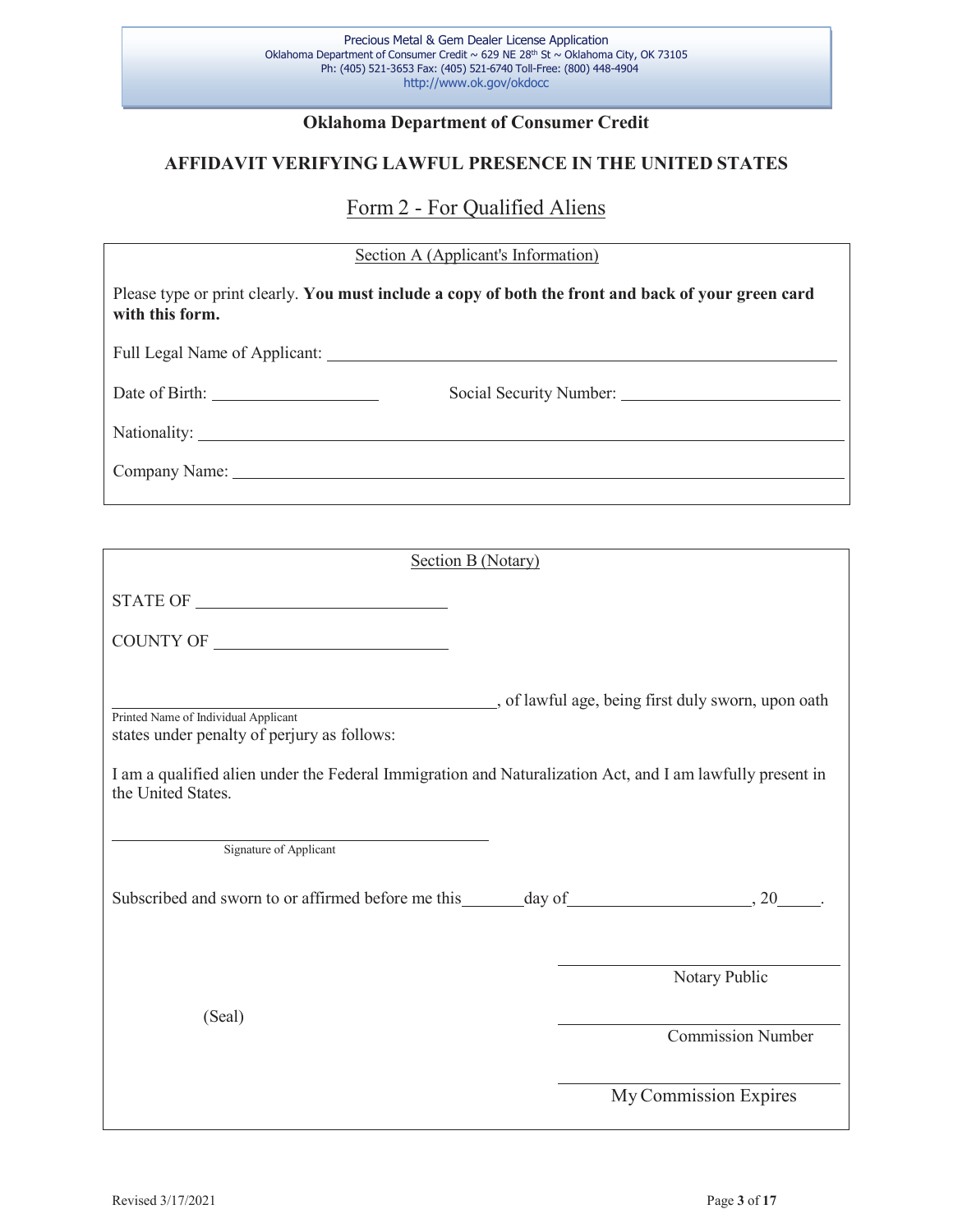Precious Metal & Gem Dealer License Application
Oklahoma Department of Consumer Credit ~ 629 NE 28th St ~ Oklahoma City, OK 73105
Ph: (405) 521-3653 Fax: (405) 521-6740 Toll-Free: (800) 448-4904
http://www.ok.gov/okdocc

**Oklahoma Department of Consumer Credit**

## AFFIDAVIT VERIFYING LAWFUL PRESENCE IN THE UNITED STATES

## Form 2 - For Qualified Aliens

### Section A (Applicant's Information)

Please type or print clearly. **You must include a copy of both the front and back of your green card with this form.**

Full Legal Name of Applicant: ______________________________

Date of Birth: ______________ Social Security Number: ______________

Nationality: ______________________________

Company Name: ______________________________

### Section B (Notary)

STATE OF ______________

COUNTY OF ______________

______________________________, of lawful age, being first duly sworn, upon oath
Printed Name of Individual Applicant
states under penalty of perjury as follows:

I am a qualified alien under the Federal Immigration and Naturalization Act, and I am lawfully present in the United States.

______________________________
Signature of Applicant

Subscribed and sworn to or affirmed before me this_______day of____________________, 20_____.

______________________________
Notary Public

(Seal)

______________________________
Commission Number

______________________________
My Commission Expires

Revised 3/17/2021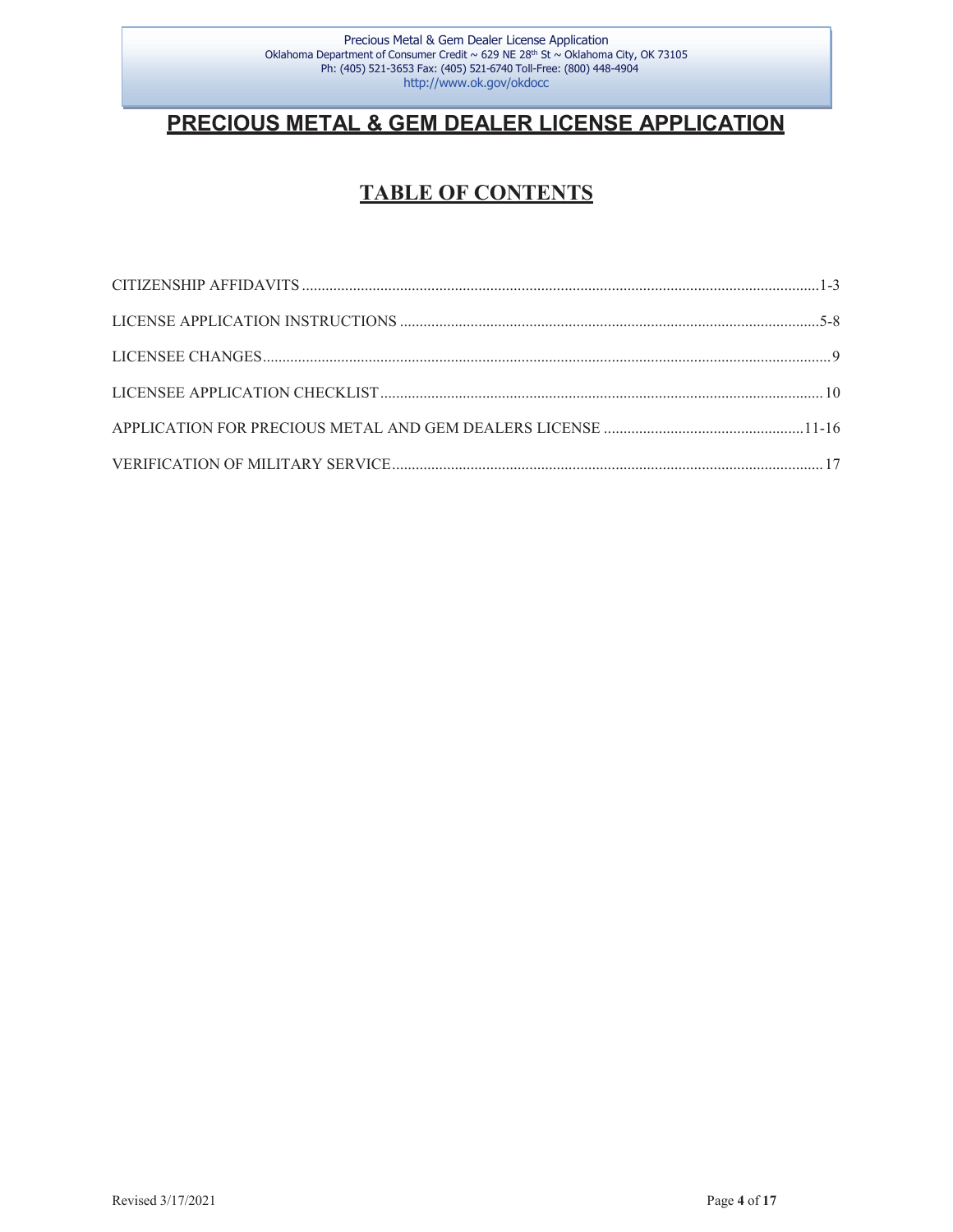# PRECIOUS METAL & GEM DEALER LICENSE APPLICATION

## TABLE OF CONTENTS

CITIZENSHIP AFFIDAVITS ........................................ 1-3

LICENSE APPLICATION INSTRUCTIONS ........................................ 5-8

LICENSEE CHANGES ........................................ 9

LICENSEE APPLICATION CHECKLIST ........................................ 10

APPLICATION FOR PRECIOUS METAL AND GEM DEALERS LICENSE ........................................ 11-16

VERIFICATION OF MILITARY SERVICE ........................................ 17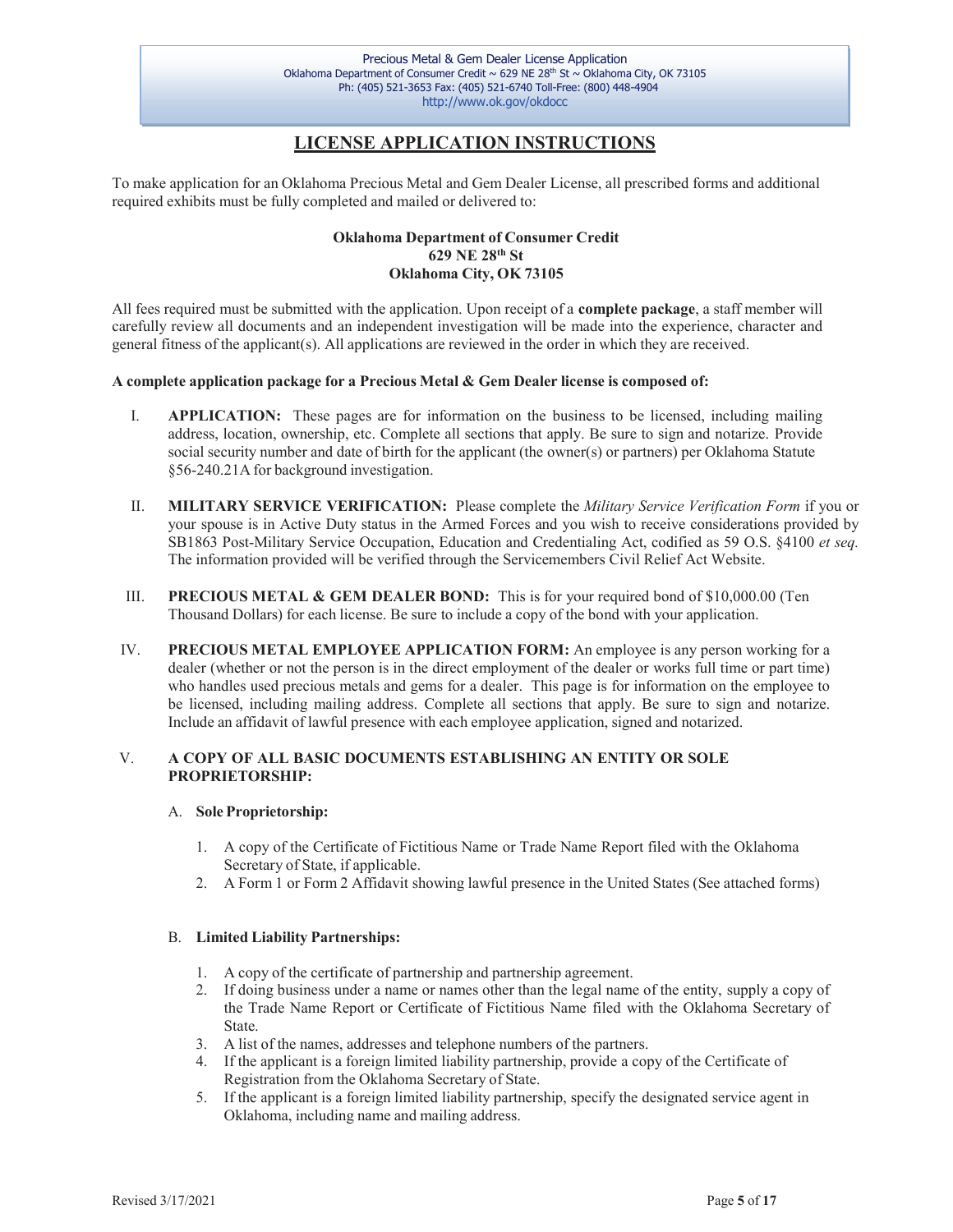# LICENSE APPLICATION INSTRUCTIONS

To make application for an Oklahoma Precious Metal and Gem Dealer License, all prescribed forms and additional required exhibits must be fully completed and mailed or delivered to:

**Oklahoma Department of Consumer Credit**
**629 NE 28th St**
**Oklahoma City, OK 73105**

All fees required must be submitted with the application. Upon receipt of a **complete package**, a staff member will carefully review all documents and an independent investigation will be made into the experience, character and general fitness of the applicant(s). All applications are reviewed in the order in which they are received.

**A complete application package for a Precious Metal & Gem Dealer license is composed of:**

I. **APPLICATION:** These pages are for information on the business to be licensed, including mailing address, location, ownership, etc. Complete all sections that apply. Be sure to sign and notarize. Provide social security number and date of birth for the applicant (the owner(s) or partners) per Oklahoma Statute §56-240.21A for background investigation.

II. **MILITARY SERVICE VERIFICATION:** Please complete the *Military Service Verification Form* if you or your spouse is in Active Duty status in the Armed Forces and you wish to receive considerations provided by SB1863 Post-Military Service Occupation, Education and Credentialing Act, codified as 59 O.S. §4100 *et seq.* The information provided will be verified through the Servicemembers Civil Relief Act Website.

III. **PRECIOUS METAL & GEM DEALER BOND:** This is for your required bond of $10,000.00 (Ten Thousand Dollars) for each license. Be sure to include a copy of the bond with your application.

IV. **PRECIOUS METAL EMPLOYEE APPLICATION FORM:** An employee is any person working for a dealer (whether or not the person is in the direct employment of the dealer or works full time or part time) who handles used precious metals and gems for a dealer. This page is for information on the employee to be licensed, including mailing address. Complete all sections that apply. Be sure to sign and notarize. Include an affidavit of lawful presence with each employee application, signed and notarized.

V. **A COPY OF ALL BASIC DOCUMENTS ESTABLISHING AN ENTITY OR SOLE PROPRIETORSHIP:**

A. **Sole Proprietorship:**

1. A copy of the Certificate of Fictitious Name or Trade Name Report filed with the Oklahoma Secretary of State, if applicable.
2. A Form 1 or Form 2 Affidavit showing lawful presence in the United States (See attached forms)

B. **Limited Liability Partnerships:**

1. A copy of the certificate of partnership and partnership agreement.
2. If doing business under a name or names other than the legal name of the entity, supply a copy of the Trade Name Report or Certificate of Fictitious Name filed with the Oklahoma Secretary of State.
3. A list of the names, addresses and telephone numbers of the partners.
4. If the applicant is a foreign limited liability partnership, provide a copy of the Certificate of Registration from the Oklahoma Secretary of State.
5. If the applicant is a foreign limited liability partnership, specify the designated service agent in Oklahoma, including name and mailing address.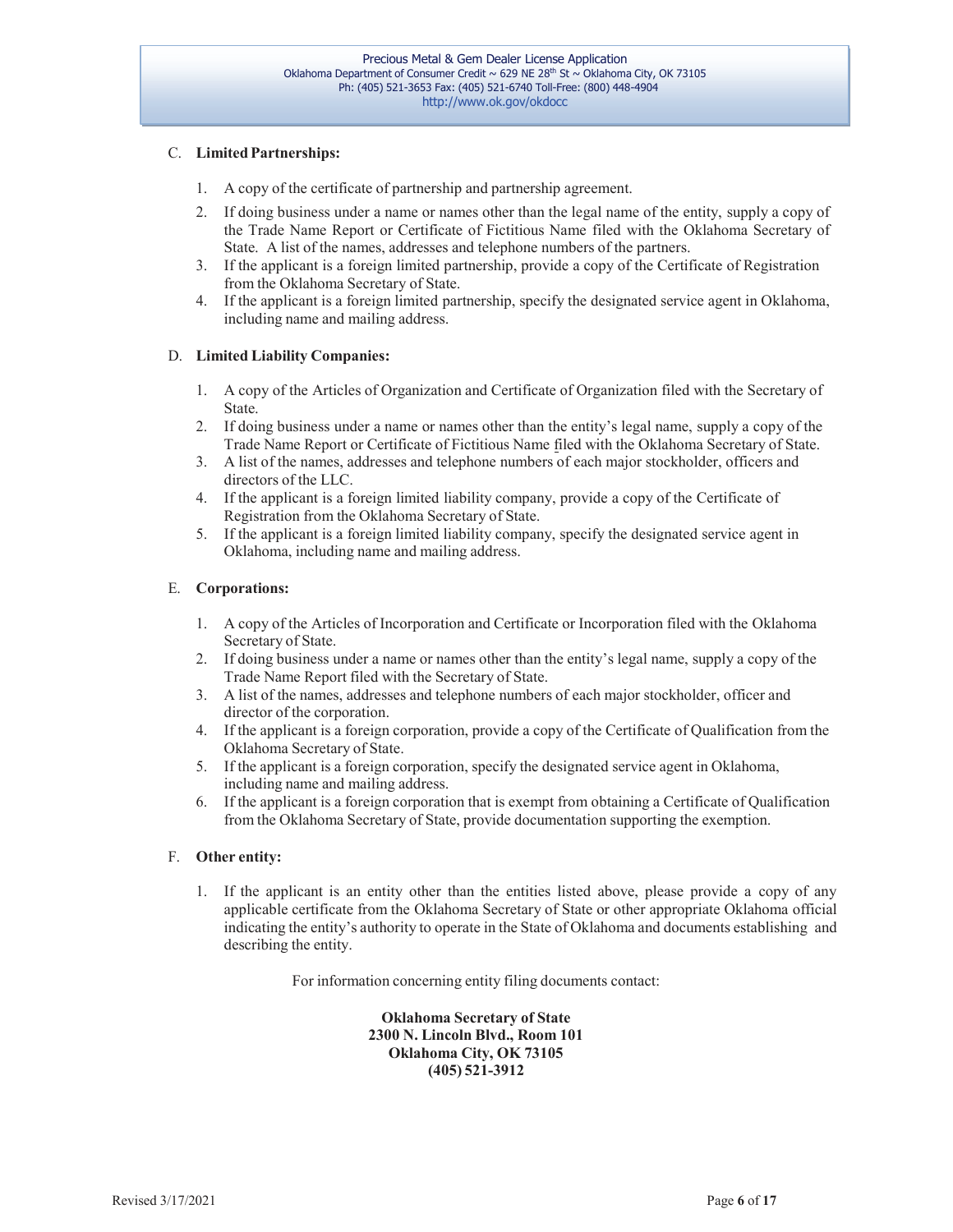C. **Limited Partnerships:**

1. A copy of the certificate of partnership and partnership agreement.
2. If doing business under a name or names other than the legal name of the entity, supply a copy of the Trade Name Report or Certificate of Fictitious Name filed with the Oklahoma Secretary of State. A list of the names, addresses and telephone numbers of the partners.
3. If the applicant is a foreign limited partnership, provide a copy of the Certificate of Registration from the Oklahoma Secretary of State.
4. If the applicant is a foreign limited partnership, specify the designated service agent in Oklahoma, including name and mailing address.

D. **Limited Liability Companies:**

1. A copy of the Articles of Organization and Certificate of Organization filed with the Secretary of State.
2. If doing business under a name or names other than the entity's legal name, supply a copy of the Trade Name Report or Certificate of Fictitious Name filed with the Oklahoma Secretary of State.
3. A list of the names, addresses and telephone numbers of each major stockholder, officers and directors of the LLC.
4. If the applicant is a foreign limited liability company, provide a copy of the Certificate of Registration from the Oklahoma Secretary of State.
5. If the applicant is a foreign limited liability company, specify the designated service agent in Oklahoma, including name and mailing address.

E. **Corporations:**

1. A copy of the Articles of Incorporation and Certificate or Incorporation filed with the Oklahoma Secretary of State.
2. If doing business under a name or names other than the entity's legal name, supply a copy of the Trade Name Report filed with the Secretary of State.
3. A list of the names, addresses and telephone numbers of each major stockholder, officer and director of the corporation.
4. If the applicant is a foreign corporation, provide a copy of the Certificate of Qualification from the Oklahoma Secretary of State.
5. If the applicant is a foreign corporation, specify the designated service agent in Oklahoma, including name and mailing address.
6. If the applicant is a foreign corporation that is exempt from obtaining a Certificate of Qualification from the Oklahoma Secretary of State, provide documentation supporting the exemption.

F. **Other entity:**

1. If the applicant is an entity other than the entities listed above, please provide a copy of any applicable certificate from the Oklahoma Secretary of State or other appropriate Oklahoma official indicating the entity's authority to operate in the State of Oklahoma and documents establishing and describing the entity.

For information concerning entity filing documents contact:

**Oklahoma Secretary of State**
**2300 N. Lincoln Blvd., Room 101**
**Oklahoma City, OK 73105**
**(405) 521-3912**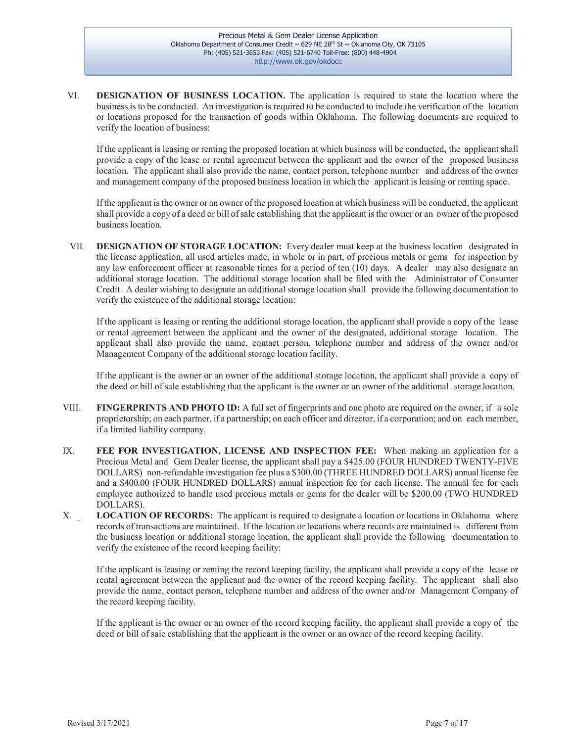VI. **DESIGNATION OF BUSINESS LOCATION.** The application is required to state the location where the business is to be conducted. An investigation is required to be conducted to include the verification of the location or locations proposed for the transaction of goods within Oklahoma. The following documents are required to verify the location of business:

If the applicant is leasing or renting the proposed location at which business will be conducted, the applicant shall provide a copy of the lease or rental agreement between the applicant and the owner of the proposed business location. The applicant shall also provide the name, contact person, telephone number and address of the owner and management company of the proposed business location in which the applicant is leasing or renting space.

If the applicant is the owner or an owner of the proposed location at which business will be conducted, the applicant shall provide a copy of a deed or bill of sale establishing that the applicant is the owner or an owner of the proposed business location.

VII. **DESIGNATION OF STORAGE LOCATION:** Every dealer must keep at the business location designated in the license application, all used articles made, in whole or in part, of precious metals or gems for inspection by any law enforcement officer at reasonable times for a period of ten (10) days. A dealer may also designate an additional storage location. The additional storage location shall be filed with the Administrator of Consumer Credit. A dealer wishing to designate an additional storage location shall provide the following documentation to verify the existence of the additional storage location:

If the applicant is leasing or renting the additional storage location, the applicant shall provide a copy of the lease or rental agreement between the applicant and the owner of the designated, additional storage location. The applicant shall also provide the name, contact person, telephone number and address of the owner and/or Management Company of the additional storage location facility.

If the applicant is the owner or an owner of the additional storage location, the applicant shall provide a copy of the deed or bill of sale establishing that the applicant is the owner or an owner of the additional storage location.

VIII. **FINGERPRINTS AND PHOTO ID:** A full set of fingerprints and one photo are required on the owner, if a sole proprietorship; on each partner, if a partnership; on each officer and director, if a corporation; and on each member, if a limited liability company.

IX. **FEE FOR INVESTIGATION, LICENSE AND INSPECTION FEE:** When making an application for a Precious Metal and Gem Dealer license, the applicant shall pay a $425.00 (FOUR HUNDRED TWENTY-FIVE DOLLARS) non-refundable investigation fee plus a $300.00 (THREE HUNDRED DOLLARS) annual license fee and a $400.00 (FOUR HUNDRED DOLLARS) annual inspection fee for each license. The annual fee for each employee authorized to handle used precious metals or gems for the dealer will be $200.00 (TWO HUNDRED DOLLARS).

X. **LOCATION OF RECORDS:** The applicant is required to designate a location or locations in Oklahoma where records of transactions are maintained. If the location or locations where records are maintained is different from the business location or additional storage location, the applicant shall provide the following documentation to verify the existence of the record keeping facility:

If the applicant is leasing or renting the record keeping facility, the applicant shall provide a copy of the lease or rental agreement between the applicant and the owner of the record keeping facility. The applicant shall also provide the name, contact person, telephone number and address of the owner and/or Management Company of the record keeping facility.

If the applicant is the owner or an owner of the record keeping facility, the applicant shall provide a copy of the deed or bill of sale establishing that the applicant is the owner or an owner of the record keeping facility.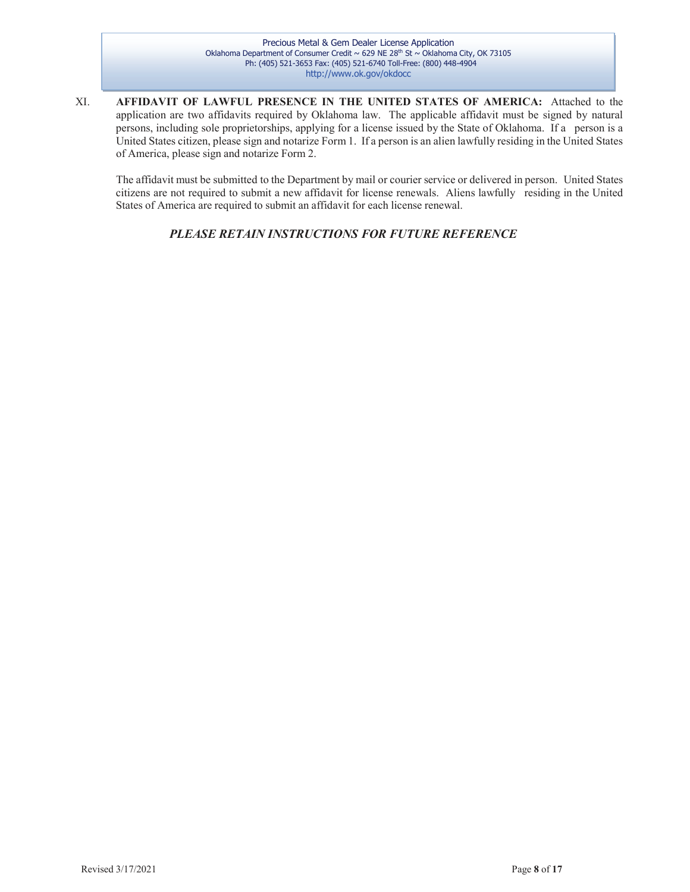XI. **AFFIDAVIT OF LAWFUL PRESENCE IN THE UNITED STATES OF AMERICA:** Attached to the application are two affidavits required by Oklahoma law. The applicable affidavit must be signed by natural persons, including sole proprietorships, applying for a license issued by the State of Oklahoma. If a person is a United States citizen, please sign and notarize Form 1. If a person is an alien lawfully residing in the United States of America, please sign and notarize Form 2.

The affidavit must be submitted to the Department by mail or courier service or delivered in person. United States citizens are not required to submit a new affidavit for license renewals. Aliens lawfully residing in the United States of America are required to submit an affidavit for each license renewal.

***PLEASE RETAIN INSTRUCTIONS FOR FUTURE REFERENCE***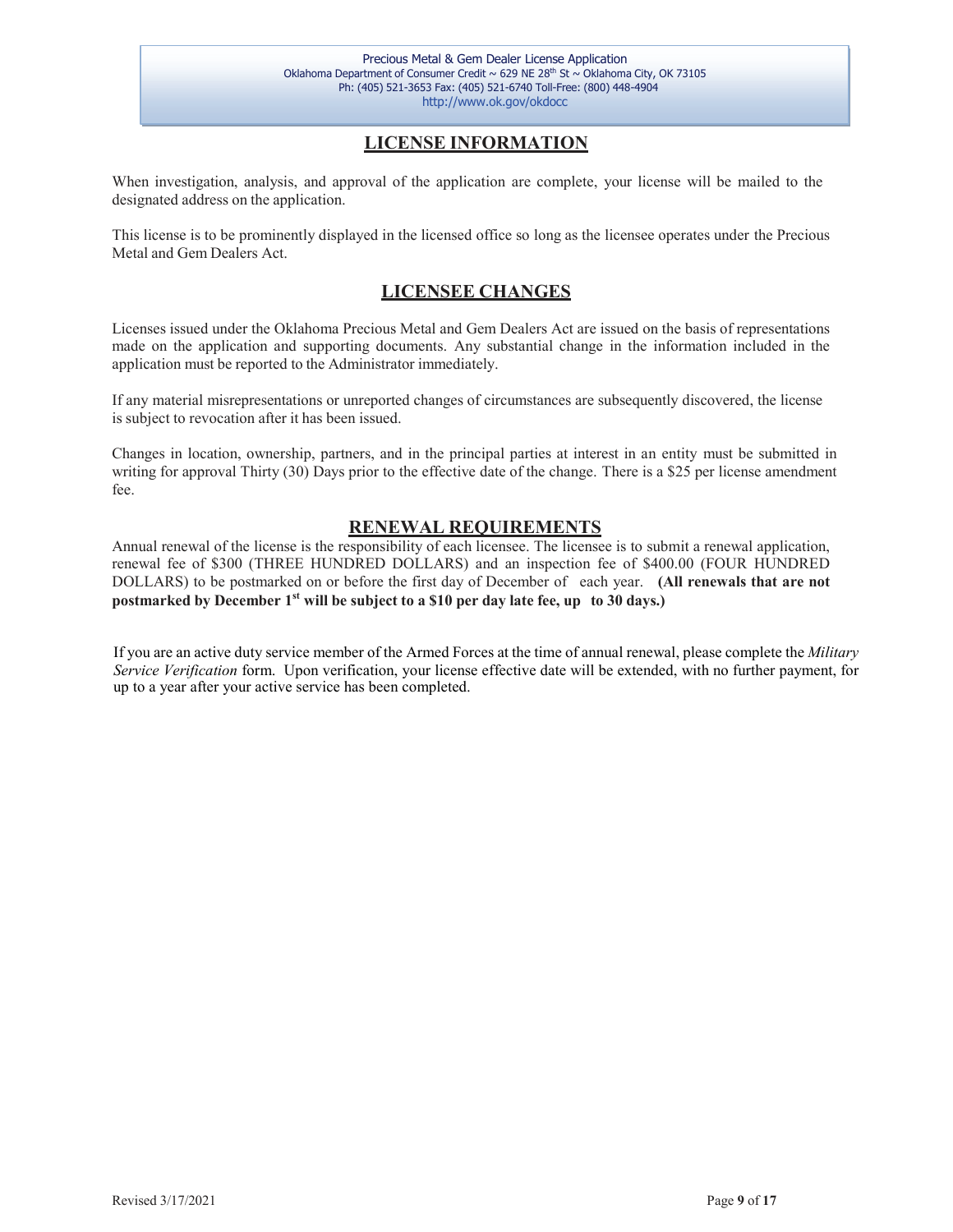## LICENSE INFORMATION

When investigation, analysis, and approval of the application are complete, your license will be mailed to the designated address on the application.

This license is to be prominently displayed in the licensed office so long as the licensee operates under the Precious Metal and Gem Dealers Act.

## LICENSEE CHANGES

Licenses issued under the Oklahoma Precious Metal and Gem Dealers Act are issued on the basis of representations made on the application and supporting documents. Any substantial change in the information included in the application must be reported to the Administrator immediately.

If any material misrepresentations or unreported changes of circumstances are subsequently discovered, the license is subject to revocation after it has been issued.

Changes in location, ownership, partners, and in the principal parties at interest in an entity must be submitted in writing for approval Thirty (30) Days prior to the effective date of the change. There is a $25 per license amendment fee.

## RENEWAL REQUIREMENTS

Annual renewal of the license is the responsibility of each licensee. The licensee is to submit a renewal application, renewal fee of $300 (THREE HUNDRED DOLLARS) and an inspection fee of $400.00 (FOUR HUNDRED DOLLARS) to be postmarked on or before the first day of December of each year. **(All renewals that are not postmarked by December 1st will be subject to a $10 per day late fee, up to 30 days.)**

If you are an active duty service member of the Armed Forces at the time of annual renewal, please complete the *Military Service Verification* form. Upon verification, your license effective date will be extended, with no further payment, for up to a year after your active service has been completed.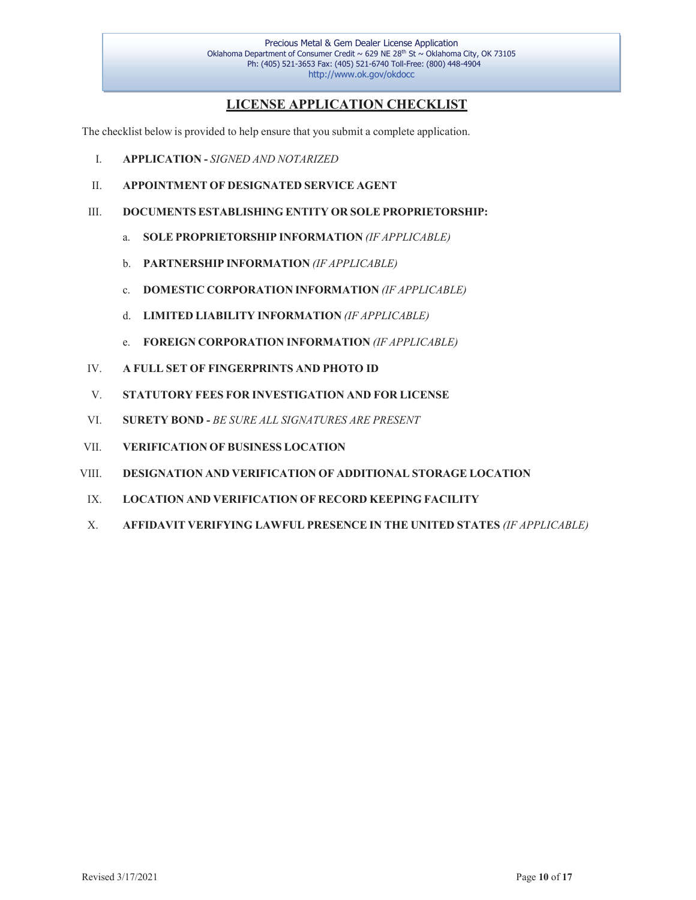## LICENSE APPLICATION CHECKLIST

The checklist below is provided to help ensure that you submit a complete application.

I. **APPLICATION -** *SIGNED AND NOTARIZED*

II. **APPOINTMENT OF DESIGNATED SERVICE AGENT**

III. **DOCUMENTS ESTABLISHING ENTITY OR SOLE PROPRIETORSHIP:**

   a. **SOLE PROPRIETORSHIP INFORMATION** *(IF APPLICABLE)*

   b. **PARTNERSHIP INFORMATION** *(IF APPLICABLE)*

   c. **DOMESTIC CORPORATION INFORMATION** *(IF APPLICABLE)*

   d. **LIMITED LIABILITY INFORMATION** *(IF APPLICABLE)*

   e. **FOREIGN CORPORATION INFORMATION** *(IF APPLICABLE)*

IV. **A FULL SET OF FINGERPRINTS AND PHOTO ID**

V. **STATUTORY FEES FOR INVESTIGATION AND FOR LICENSE**

VI. **SURETY BOND -** *BE SURE ALL SIGNATURES ARE PRESENT*

VII. **VERIFICATION OF BUSINESS LOCATION**

VIII. **DESIGNATION AND VERIFICATION OF ADDITIONAL STORAGE LOCATION**

IX. **LOCATION AND VERIFICATION OF RECORD KEEPING FACILITY**

X. **AFFIDAVIT VERIFYING LAWFUL PRESENCE IN THE UNITED STATES** *(IF APPLICABLE)*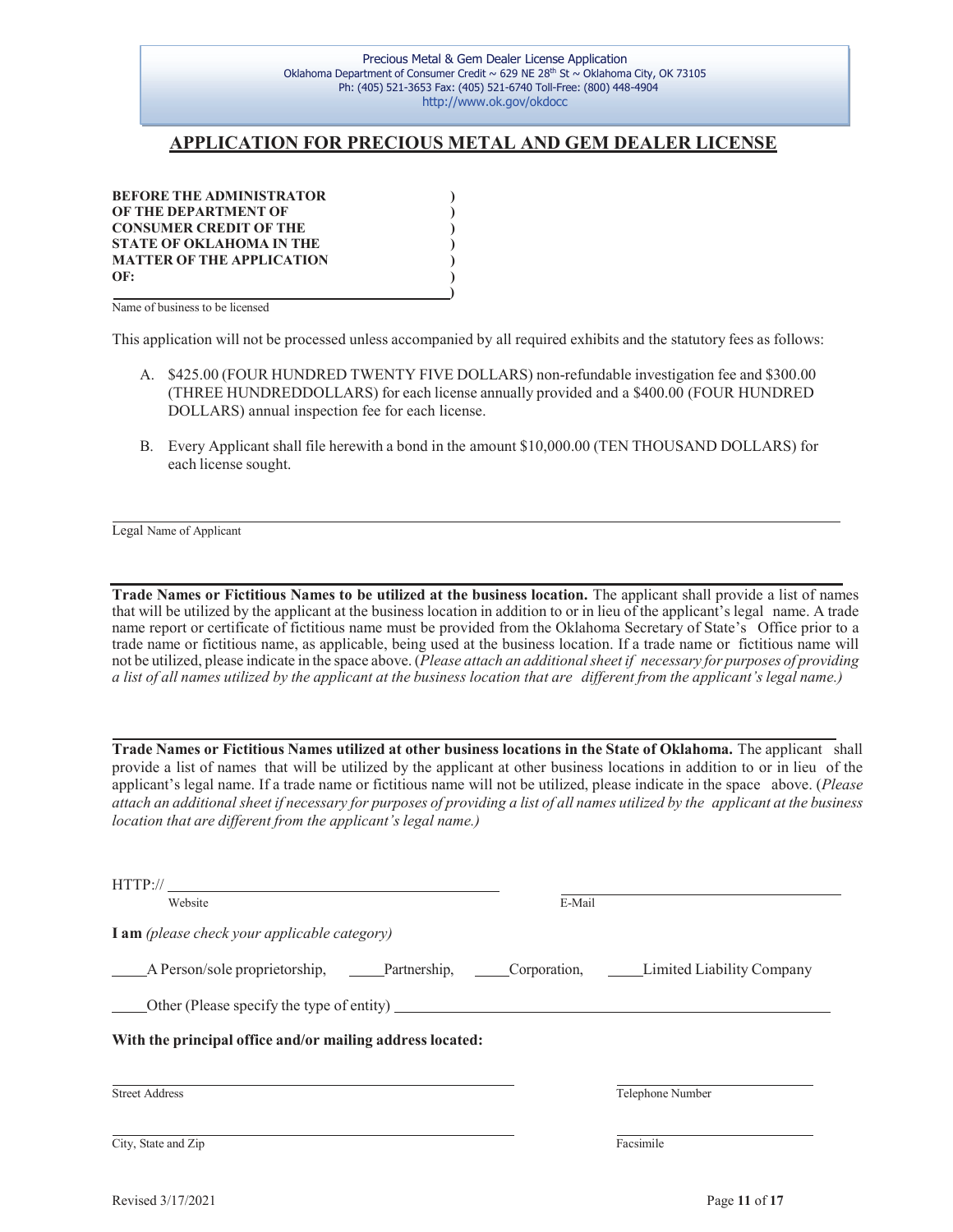Precious Metal & Gem Dealer License Application
Oklahoma Department of Consumer Credit ~ 629 NE 28th St ~ Oklahoma City, OK 73105
Ph: (405) 521-3653 Fax: (405) 521-6740 Toll-Free: (800) 448-4904
http://www.ok.gov/okdocc

# APPLICATION FOR PRECIOUS METAL AND GEM DEALER LICENSE

**BEFORE THE ADMINISTRATOR )**
**OF THE DEPARTMENT OF )**
**CONSUMER CREDIT OF THE )**
**STATE OF OKLAHOMA IN THE )**
**MATTER OF THE APPLICATION )**
**OF: )**
**______________________________________ )**

Name of business to be licensed

This application will not be processed unless accompanied by all required exhibits and the statutory fees as follows:

A. $425.00 (FOUR HUNDRED TWENTY FIVE DOLLARS) non-refundable investigation fee and $300.00 (THREE HUNDREDDOLLARS) for each license annually provided and a $400.00 (FOUR HUNDRED DOLLARS) annual inspection fee for each license.

B. Every Applicant shall file herewith a bond in the amount $10,000.00 (TEN THOUSAND DOLLARS) for each license sought.

______________________________________________________________________
Legal Name of Applicant

______________________________________________________________________
**Trade Names or Fictitious Names to be utilized at the business location.** The applicant shall provide a list of names that will be utilized by the applicant at the business location in addition to or in lieu of the applicant's legal name. A trade name report or certificate of fictitious name must be provided from the Oklahoma Secretary of State's Office prior to a trade name or fictitious name, as applicable, being used at the business location. If a trade name or fictitious name will not be utilized, please indicate in the space above. (*Please attach an additional sheet if necessary for purposes of providing a list of all names utilized by the applicant at the business location that are different from the applicant's legal name.)*

______________________________________________________________________
**Trade Names or Fictitious Names utilized at other business locations in the State of Oklahoma.** The applicant shall provide a list of names that will be utilized by the applicant at other business locations in addition to or in lieu of the applicant's legal name. If a trade name or fictitious name will not be utilized, please indicate in the space above. (*Please attach an additional sheet if necessary for purposes of providing a list of all names utilized by the applicant at the business location that are different from the applicant's legal name.)*

HTTP:// ______________________________ ______________________________
Website E-Mail

**I am** *(please check your applicable category)*

____A Person/sole proprietorship, ____Partnership, ____Corporation, ____Limited Liability Company

____Other (Please specify the type of entity) ______________________________

**With the principal office and/or mailing address located:**

______________________________ ______________________________
Street Address Telephone Number

______________________________ ______________________________
City, State and Zip Facsimile

Revised 3/17/2021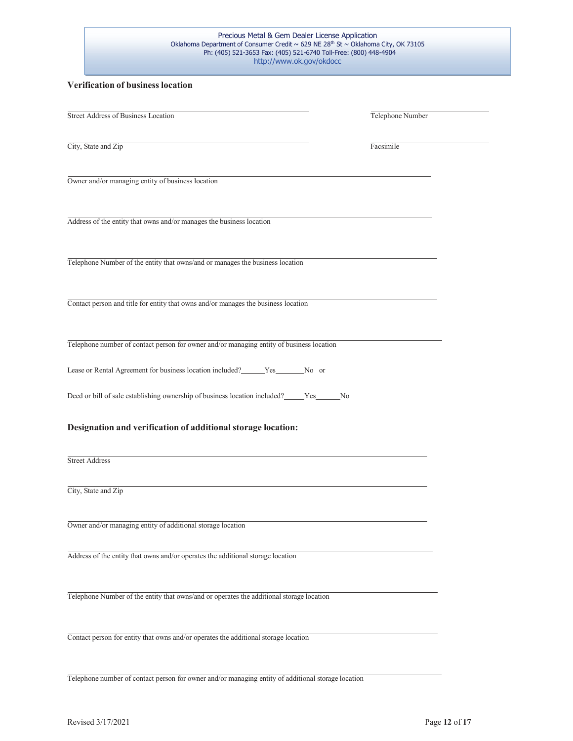## Verification of business location

| | |
|---|---|
| Street Address of Business Location | Telephone Number |
| City, State and Zip | Facsimile |

______________________________________________
Owner and/or managing entity of business location

______________________________________________
Address of the entity that owns and/or manages the business location

______________________________________________
Telephone Number of the entity that owns/and or manages the business location

______________________________________________
Contact person and title for entity that owns and/or manages the business location

______________________________________________
Telephone number of contact person for owner and/or managing entity of business location

Lease or Rental Agreement for business location included?______Yes________No or

Deed or bill of sale establishing ownership of business location included?_____Yes______No

## Designation and verification of additional storage location:

______________________________________________
Street Address

______________________________________________
City, State and Zip

______________________________________________
Owner and/or managing entity of additional storage location

______________________________________________
Address of the entity that owns and/or operates the additional storage location

______________________________________________
Telephone Number of the entity that owns/and or operates the additional storage location

______________________________________________
Contact person for entity that owns and/or operates the additional storage location

______________________________________________
Telephone number of contact person for owner and/or managing entity of additional storage location

Revised 3/17/2021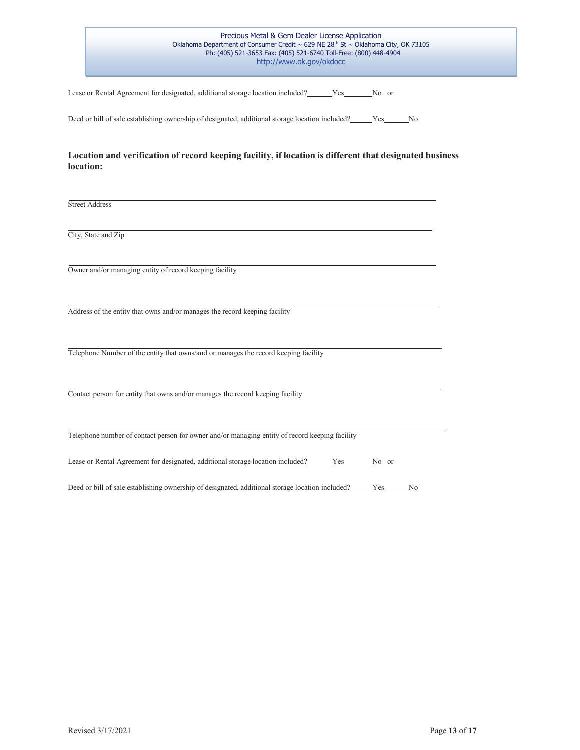Lease or Rental Agreement for designated, additional storage location included?______Yes_______No or

Deed or bill of sale establishing ownership of designated, additional storage location included?______Yes______No

**Location and verification of record keeping facility, if location is different that designated business location:**

______________________________________________________________________________
Street Address

______________________________________________________________________________
City, State and Zip

______________________________________________________________________________
Owner and/or managing entity of record keeping facility

______________________________________________________________________________
Address of the entity that owns and/or manages the record keeping facility

______________________________________________________________________________
Telephone Number of the entity that owns/and or manages the record keeping facility

______________________________________________________________________________
Contact person for entity that owns and/or manages the record keeping facility

______________________________________________________________________________
Telephone number of contact person for owner and/or managing entity of record keeping facility

Lease or Rental Agreement for designated, additional storage location included?______Yes_______No or

Deed or bill of sale establishing ownership of designated, additional storage location included?______Yes______No

Revised 3/17/2021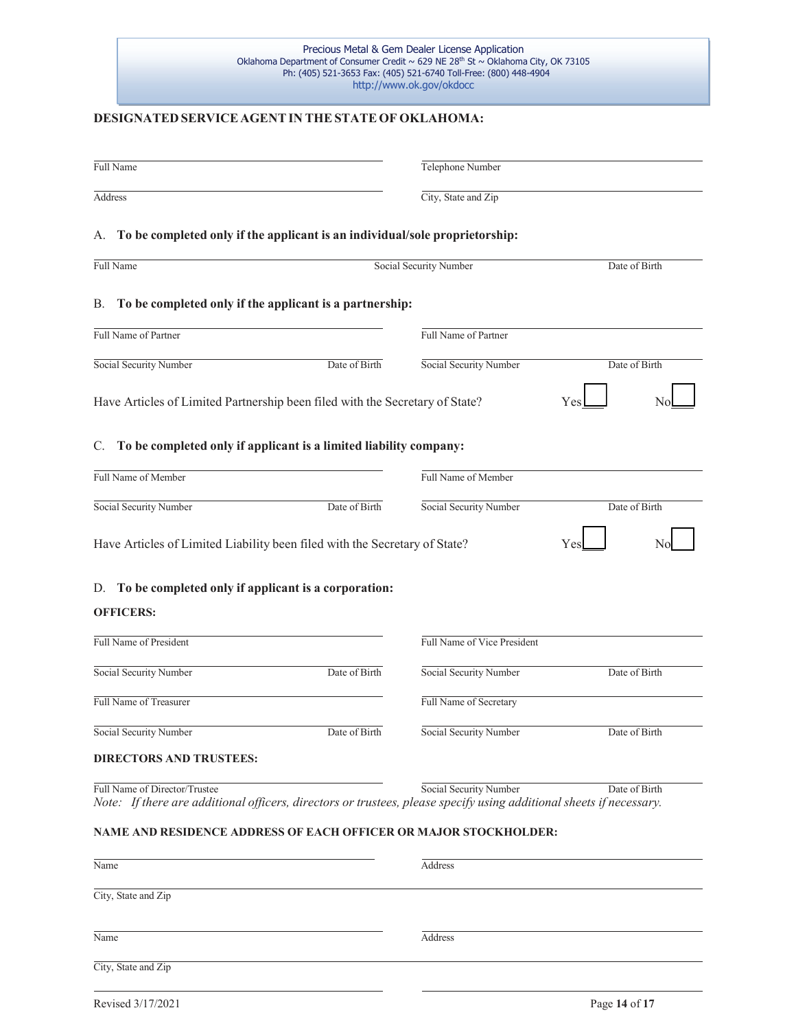Precious Metal & Gem Dealer License Application
Oklahoma Department of Consumer Credit ~ 629 NE 28th St ~ Oklahoma City, OK 73105
Ph: (405) 521-3653 Fax: (405) 521-6740 Toll-Free: (800) 448-4904
http://www.ok.gov/okdocc

**DESIGNATED SERVICE AGENT IN THE STATE OF OKLAHOMA:**

| Full Name | Telephone Number |
|---|---|
| Address | City, State and Zip |

A. **To be completed only if the applicant is an individual/sole proprietorship:**

| Full Name | Social Security Number | Date of Birth |
|---|---|---|

B. **To be completed only if the applicant is a partnership:**

| Full Name of Partner | | Full Name of Partner | |
|---|---|---|---|
| Social Security Number | Date of Birth | Social Security Number | Date of Birth |

Have Articles of Limited Partnership been filed with the Secretary of State? Yes ☐ No ☐

C. **To be completed only if applicant is a limited liability company:**

| Full Name of Member | | Full Name of Member | |
|---|---|---|---|
| Social Security Number | Date of Birth | Social Security Number | Date of Birth |

Have Articles of Limited Liability been filed with the Secretary of State? Yes ☐ No ☐

D. **To be completed only if applicant is a corporation:**

**OFFICERS:**

| Full Name of President | | Full Name of Vice President | |
|---|---|---|---|
| Social Security Number | Date of Birth | Social Security Number | Date of Birth |
| Full Name of Treasurer | | Full Name of Secretary | |
| Social Security Number | Date of Birth | Social Security Number | Date of Birth |

**DIRECTORS AND TRUSTEES:**

| Full Name of Director/Trustee | Social Security Number | Date of Birth |
|---|---|---|

*Note: If there are additional officers, directors or trustees, please specify using additional sheets if necessary.*

**NAME AND RESIDENCE ADDRESS OF EACH OFFICER OR MAJOR STOCKHOLDER:**

| Name | Address |
|---|---|
| City, State and Zip | |
| Name | Address |
| City, State and Zip | |

Revised 3/17/2021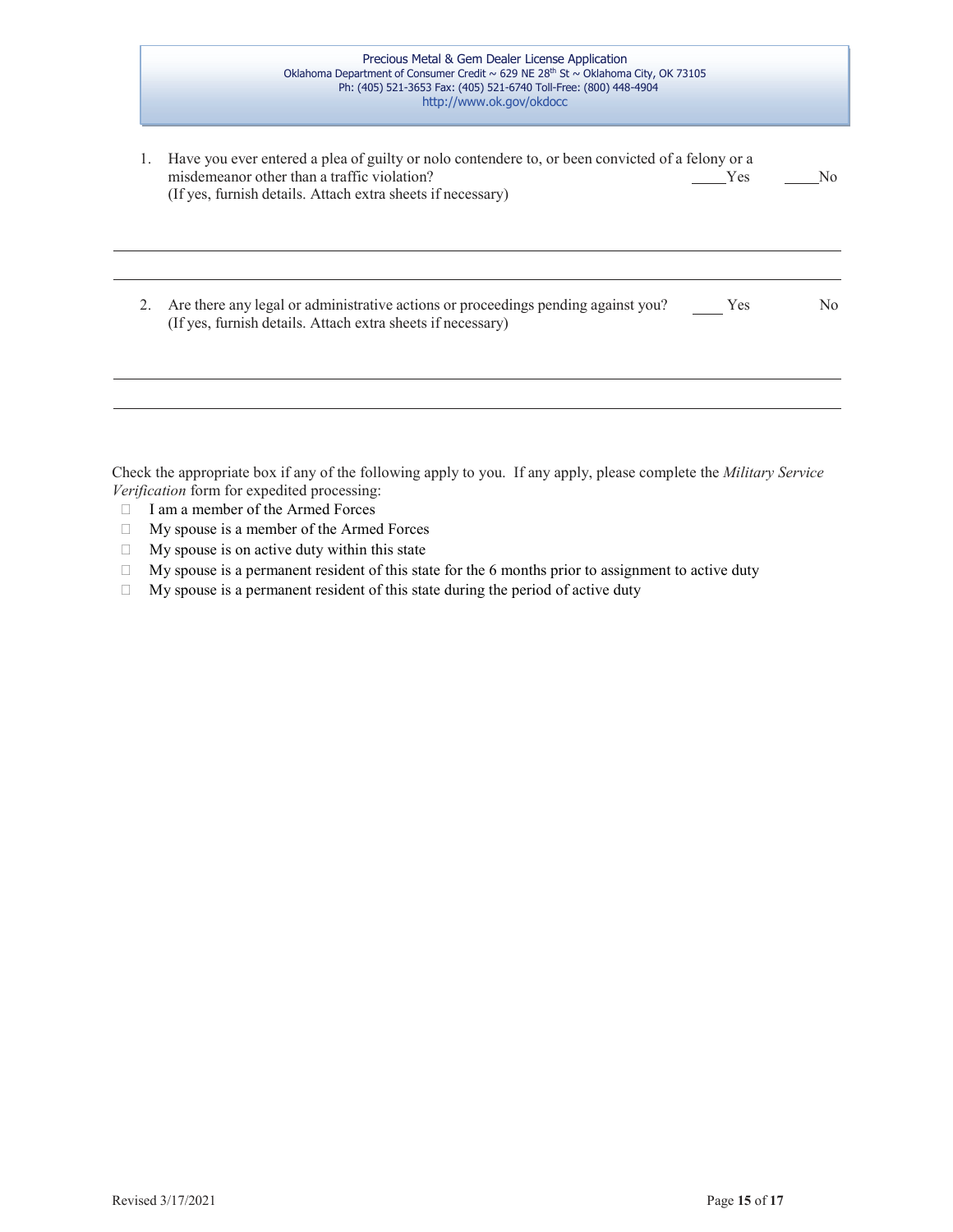1. Have you ever entered a plea of guilty or nolo contendere to, or been convicted of a felony or a misdemeanor other than a traffic violation? _____Yes _____No
   (If yes, furnish details. Attach extra sheets if necessary)

______________________________________________________________________________

______________________________________________________________________________

2. Are there any legal or administrative actions or proceedings pending against you? ____ Yes No
   (If yes, furnish details. Attach extra sheets if necessary)

______________________________________________________________________________

______________________________________________________________________________

Check the appropriate box if any of the following apply to you. If any apply, please complete the *Military Service Verification* form for expedited processing:

- ☐ I am a member of the Armed Forces
- ☐ My spouse is a member of the Armed Forces
- ☐ My spouse is on active duty within this state
- ☐ My spouse is a permanent resident of this state for the 6 months prior to assignment to active duty
- ☐ My spouse is a permanent resident of this state during the period of active duty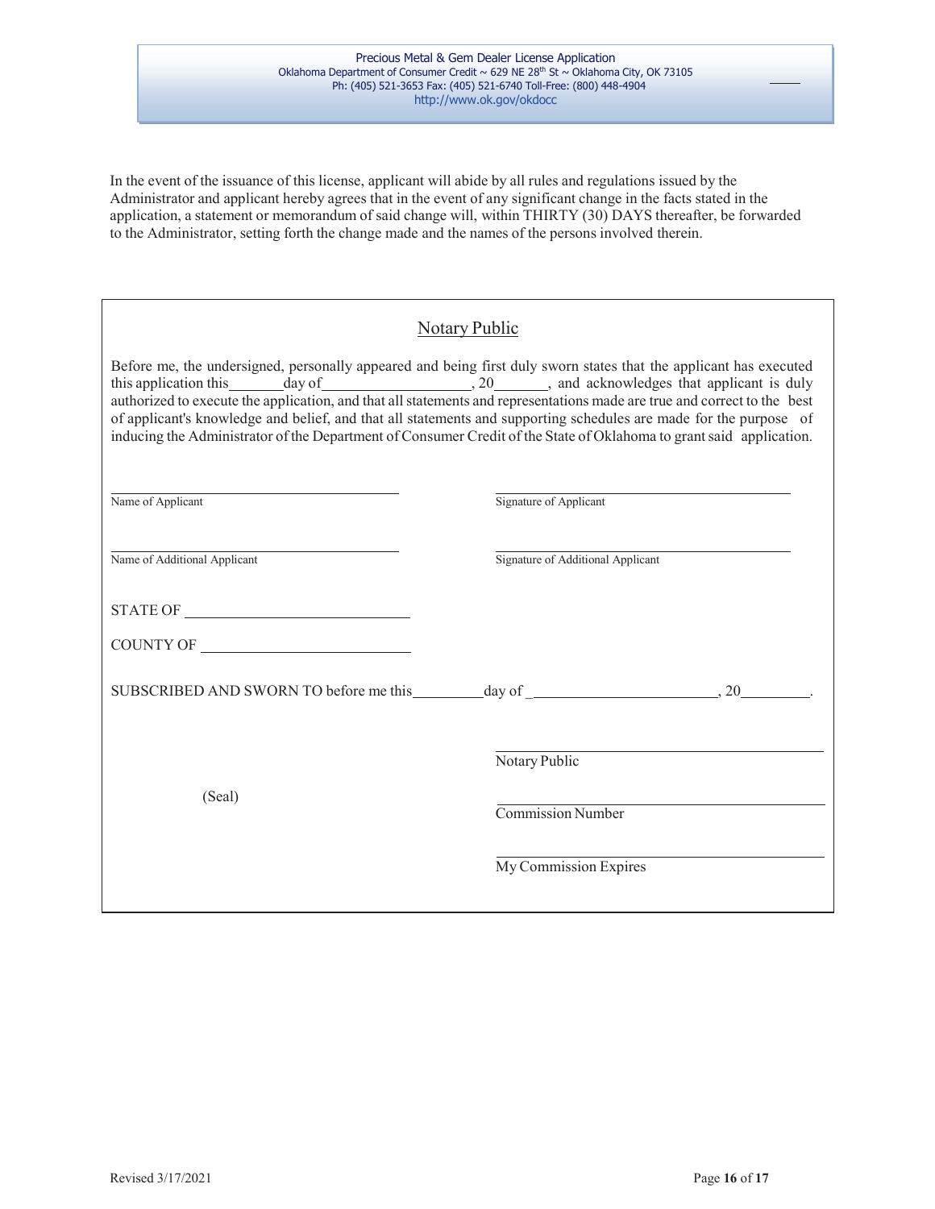In the event of the issuance of this license, applicant will abide by all rules and regulations issued by the Administrator and applicant hereby agrees that in the event of any significant change in the facts stated in the application, a statement or memorandum of said change will, within THIRTY (30) DAYS thereafter, be forwarded to the Administrator, setting forth the change made and the names of the persons involved therein.

## Notary Public

Before me, the undersigned, personally appeared and being first duly sworn states that the applicant has executed this application this_______day of___________________, 20_______, and acknowledges that applicant is duly authorized to execute the application, and that all statements and representations made are true and correct to the best of applicant's knowledge and belief, and that all statements and supporting schedules are made for the purpose of inducing the Administrator of the Department of Consumer Credit of the State of Oklahoma to grant said application.

_______________________________ Name of Applicant

_______________________________ Signature of Applicant

_______________________________ Name of Additional Applicant

_______________________________ Signature of Additional Applicant

STATE OF ___________________________

COUNTY OF _________________________

SUBSCRIBED AND SWORN TO before me this_________day of _______________________, 20_________.

_______________________________ Notary Public

(Seal)

_______________________________ Commission Number

_______________________________ My Commission Expires

Revised 3/17/2021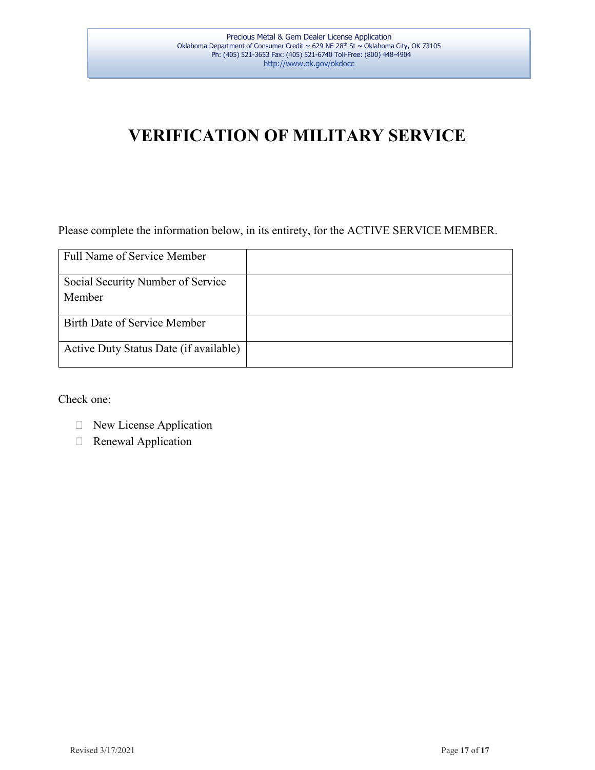# VERIFICATION OF MILITARY SERVICE

Please complete the information below, in its entirety, for the ACTIVE SERVICE MEMBER.

| | |
|---|---|
| Full Name of Service Member | |
| Social Security Number of Service Member | |
| Birth Date of Service Member | |
| Active Duty Status Date (if available) | |

Check one:

- ☐ New License Application
- ☐ Renewal Application

Revised 3/17/2021